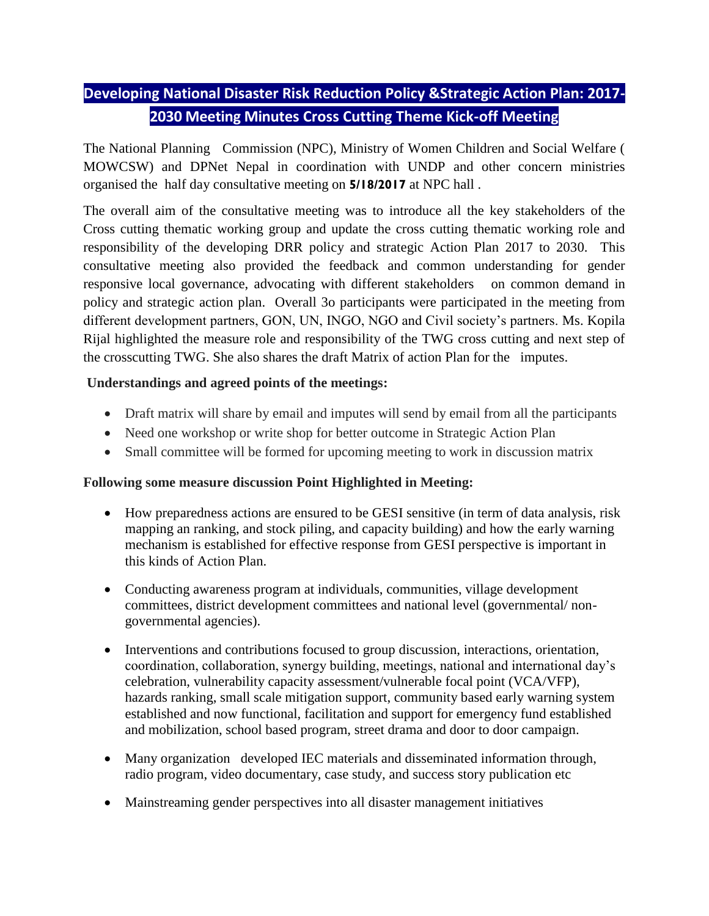# Developing National Disaster Risk Reduction Policy &Strategic Action Plan: 2017-2030 Meeting Minutes Cross Cutting Theme Kick-off Meeting

The National Planning Commission (NPC), Ministry of Women Children and Social Welfare ( MOWCSW) and DPNet Nepal in coordination with UNDP and other concern ministries organised the half day consultative meeting on **5/18/2017** at NPC hall .

The overall aim of the consultative meeting was to introduce all the key stakeholders of the Cross cutting thematic working group and update the cross cutting thematic working role and responsibility of the developing DRR policy and strategic Action Plan 2017 to 2030. This consultative meeting also provided the feedback and common understanding for gender responsive local governance, advocating with different stakeholders on common demand in policy and strategic action plan. Overall 3o participants were participated in the meeting from different development partners, GON, UN, INGO, NGO and Civil society's partners. Ms. Kopila Rijal highlighted the measure role and responsibility of the TWG cross cutting and next step of the crosscutting TWG. She also shares the draft Matrix of action Plan for the imputes.

**Understandings and agreed points of the meetings:**

- Draft matrix will share by email and imputes will send by email from all the participants
- Need one workshop or write shop for better outcome in Strategic Action Plan
- Small committee will be formed for upcoming meeting to work in discussion matrix

**Following some measure discussion Point Highlighted in Meeting:**

- How preparedness actions are ensured to be GESI sensitive (in term of data analysis, risk mapping an ranking, and stock piling, and capacity building) and how the early warning mechanism is established for effective response from GESI perspective is important in this kinds of Action Plan.
- Conducting awareness program at individuals, communities, village development committees, district development committees and national level (governmental/ non-governmental agencies).
- Interventions and contributions focused to group discussion, interactions, orientation, coordination, collaboration, synergy building, meetings, national and international day's celebration, vulnerability capacity assessment/vulnerable focal point (VCA/VFP), hazards ranking, small scale mitigation support, community based early warning system established and now functional, facilitation and support for emergency fund established and mobilization, school based program, street drama and door to door campaign.
- Many organization developed IEC materials and disseminated information through, radio program, video documentary, case study, and success story publication etc
- Mainstreaming gender perspectives into all disaster management initiatives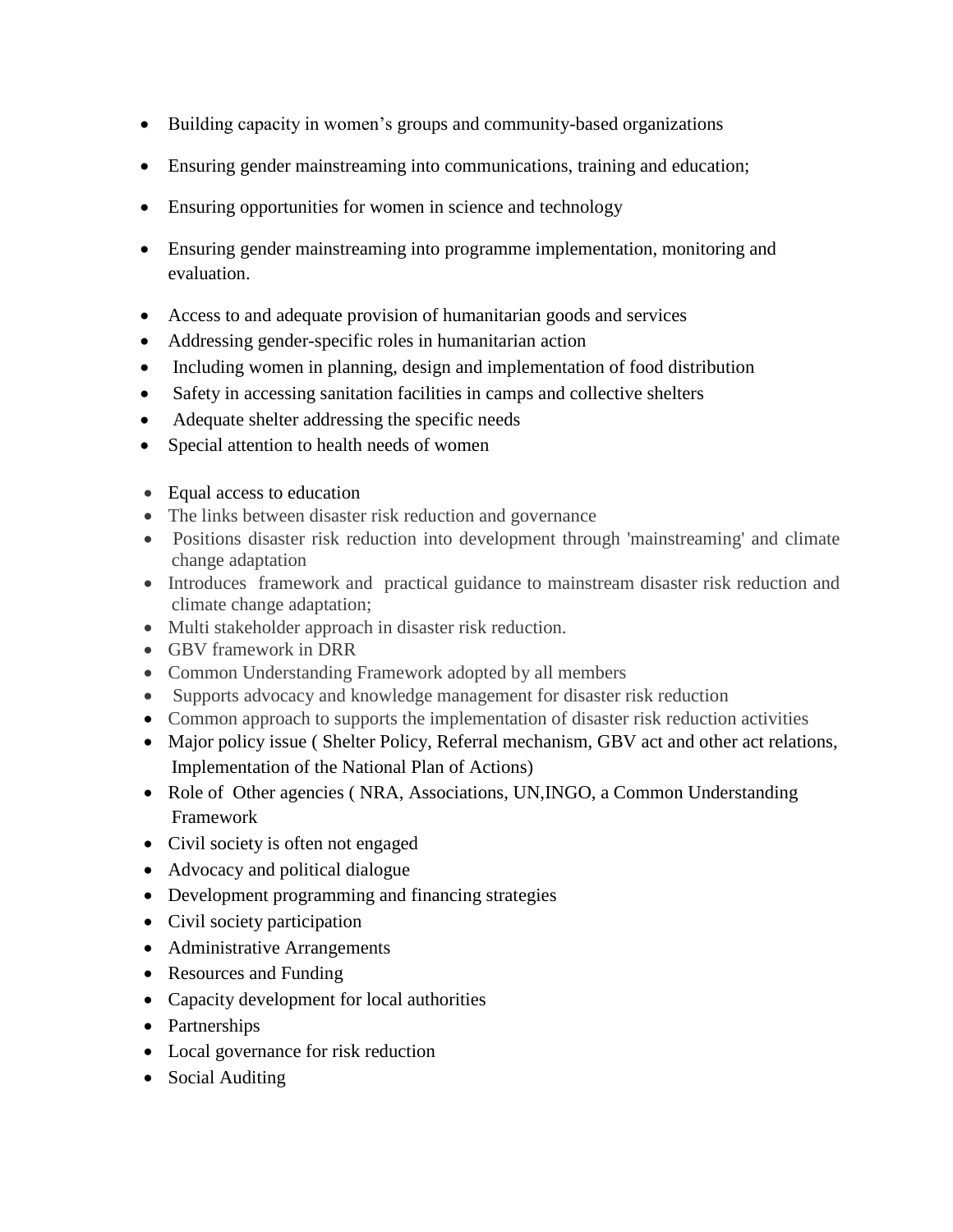- Building capacity in women's groups and community-based organizations
- Ensuring gender mainstreaming into communications, training and education;
- Ensuring opportunities for women in science and technology
- Ensuring gender mainstreaming into programme implementation, monitoring and evaluation.

- Access to and adequate provision of humanitarian goods and services
- Addressing gender-specific roles in humanitarian action
- Including women in planning, design and implementation of food distribution
- Safety in accessing sanitation facilities in camps and collective shelters
- Adequate shelter addressing the specific needs
- Special attention to health needs of women

- Equal access to education
- The links between disaster risk reduction and governance
- Positions disaster risk reduction into development through 'mainstreaming' and climate change adaptation
- Introduces framework and practical guidance to mainstream disaster risk reduction and climate change adaptation;
- Multi stakeholder approach in disaster risk reduction.
- GBV framework in DRR
- Common Understanding Framework adopted by all members
- Supports advocacy and knowledge management for disaster risk reduction
- Common approach to supports the implementation of disaster risk reduction activities
- Major policy issue ( Shelter Policy, Referral mechanism, GBV act and other act relations, Implementation of the National Plan of Actions)
- Role of Other agencies ( NRA, Associations, UN,INGO, a Common Understanding Framework
- Civil society is often not engaged
- Advocacy and political dialogue
- Development programming and financing strategies
- Civil society participation
- Administrative Arrangements
- Resources and Funding
- Capacity development for local authorities
- Partnerships
- Local governance for risk reduction
- Social Auditing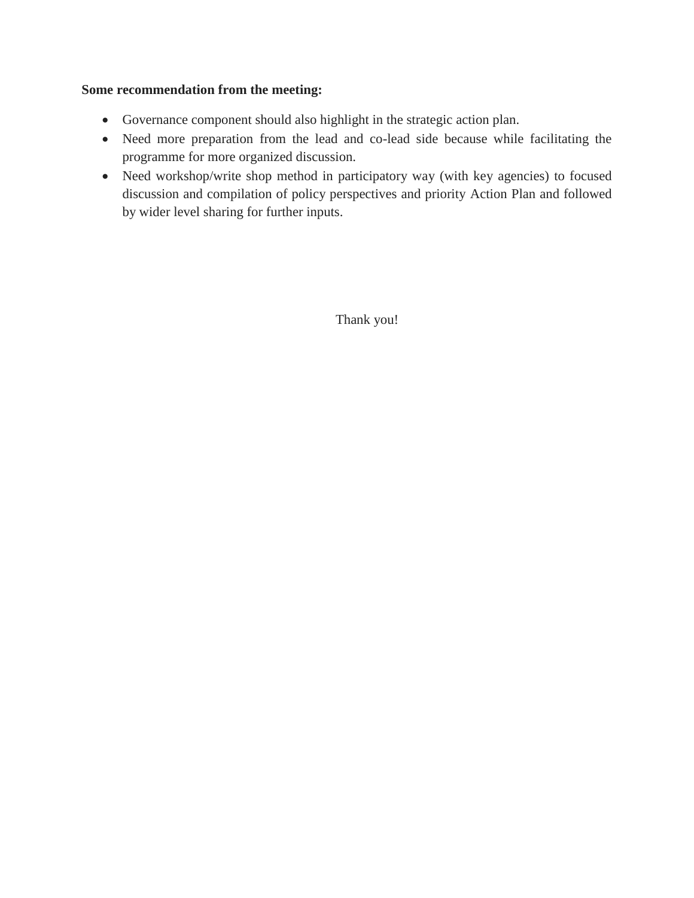**Some recommendation from the meeting:**

- Governance component should also highlight in the strategic action plan.
- Need more preparation from the lead and co-lead side because while facilitating the programme for more organized discussion.
- Need workshop/write shop method in participatory way (with key agencies) to focused discussion and compilation of policy perspectives and priority Action Plan and followed by wider level sharing for further inputs.

Thank you!